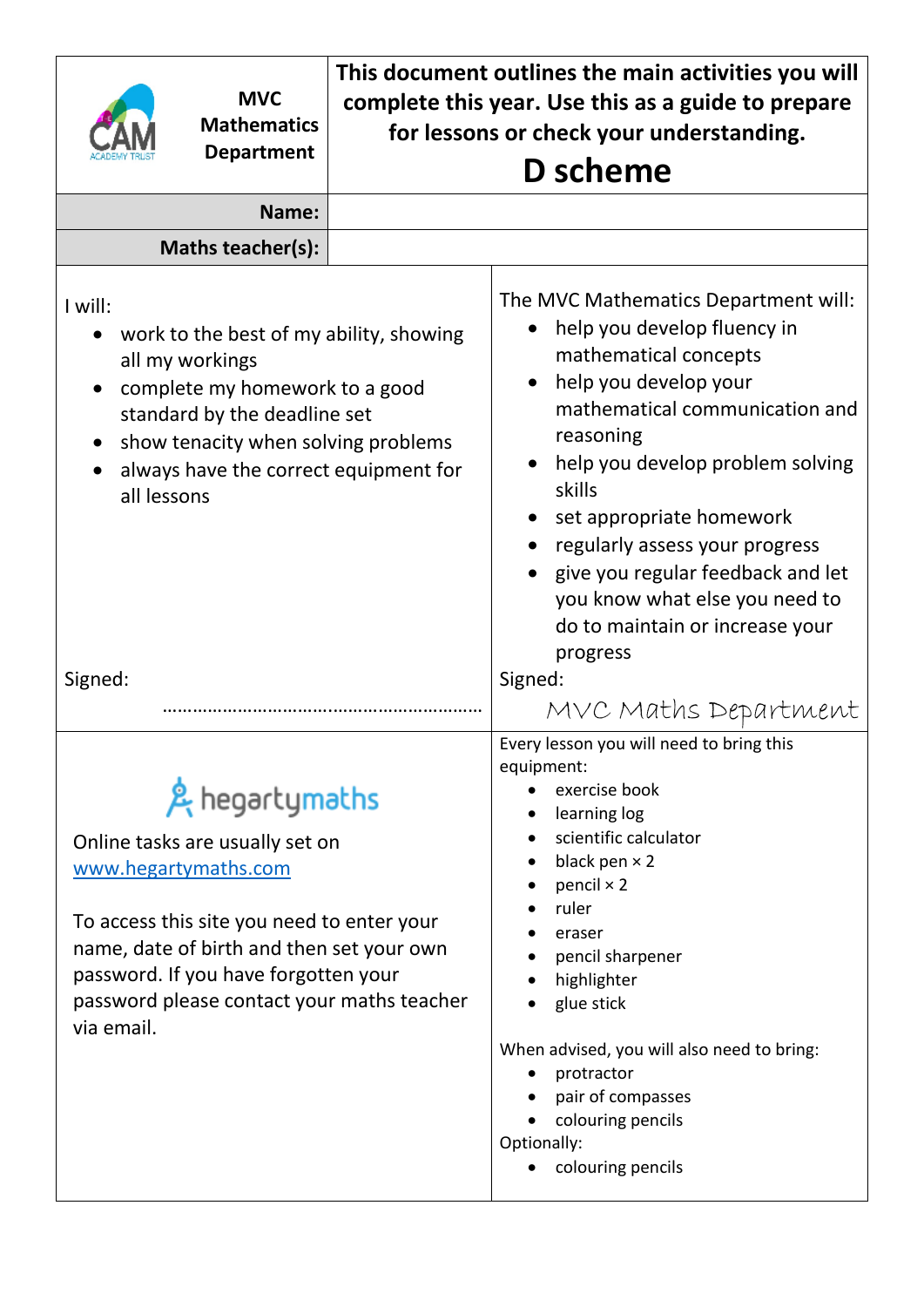| MVC Mathematics Department | This document outlines the main activities you will complete this year. Use this as a guide to prepare for lessons or check your understanding. **D scheme** |
|---|---|
| **Name:** | |
| **Maths teacher(s):** | |

I will:

- work to the best of my ability, showing all my workings
- complete my homework to a good standard by the deadline set
- show tenacity when solving problems
- always have the correct equipment for all lessons

Signed: ……………………………………………………

The MVC Mathematics Department will:

- help you develop fluency in mathematical concepts
- help you develop your mathematical communication and reasoning
- help you develop problem solving skills
- set appropriate homework
- regularly assess your progress
- give you regular feedback and let you know what else you need to do to maintain or increase your progress

Signed: MVC Maths Department

hegartymaths

Online tasks are usually set on [www.hegartymaths.com](www.hegartymaths.com)

To access this site you need to enter your name, date of birth and then set your own password. If you have forgotten your password please contact your maths teacher via email.

Every lesson you will need to bring this equipment:

- exercise book
- learning log
- scientific calculator
- black pen × 2
- pencil × 2
- ruler
- eraser
- pencil sharpener
- highlighter
- glue stick

When advised, you will also need to bring:

- protractor
- pair of compasses
- colouring pencils

Optionally:

- colouring pencils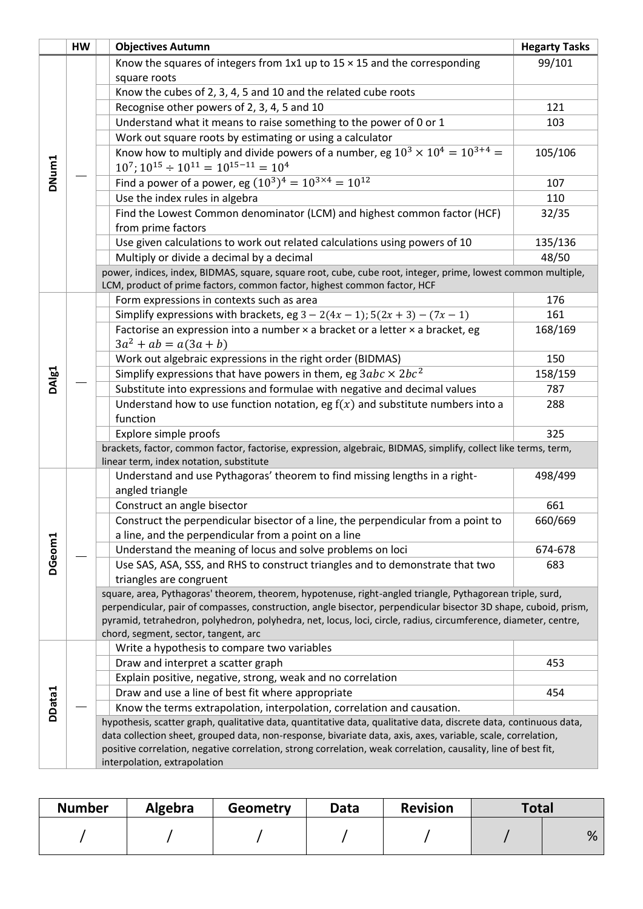| | HW | | Objectives Autumn | Hegarty Tasks |
|---|---|---|---|---|
| DNum1 | — | | Know the squares of integers from 1x1 up to 15 × 15 and the corresponding square roots | 99/101 |
| | | | Know the cubes of 2, 3, 4, 5 and 10 and the related cube roots | |
| | | | Recognise other powers of 2, 3, 4, 5 and 10 | 121 |
| | | | Understand what it means to raise something to the power of 0 or 1 | 103 |
| | | | Work out square roots by estimating or using a calculator | |
| | | | Know how to multiply and divide powers of a number, eg $10^3 \times 10^4 = 10^{3+4} = 10^7$; $10^{15} \div 10^{11} = 10^{15-11} = 10^4$ | 105/106 |
| | | | Find a power of a power, eg $(10^3)^4 = 10^{3\times4} = 10^{12}$ | 107 |
| | | | Use the index rules in algebra | 110 |
| | | | Find the Lowest Common denominator (LCM) and highest common factor (HCF) from prime factors | 32/35 |
| | | | Use given calculations to work out related calculations using powers of 10 | 135/136 |
| | | | Multiply or divide a decimal by a decimal | 48/50 |
| | | | power, indices, index, BIDMAS, square, square root, cube, cube root, integer, prime, lowest common multiple, LCM, product of prime factors, common factor, highest common factor, HCF | |
| DAlg1 | — | | Form expressions in contexts such as area | 176 |
| | | | Simplify expressions with brackets, eg $3 - 2(4x - 1)$; $5(2x + 3) - (7x - 1)$ | 161 |
| | | | Factorise an expression into a number × a bracket or a letter × a bracket, eg $3a^2 + ab = a(3a + b)$ | 168/169 |
| | | | Work out algebraic expressions in the right order (BIDMAS) | 150 |
| | | | Simplify expressions that have powers in them, eg $3abc \times 2bc^2$ | 158/159 |
| | | | Substitute into expressions and formulae with negative and decimal values | 787 |
| | | | Understand how to use function notation, eg $f(x)$ and substitute numbers into a function | 288 |
| | | | Explore simple proofs | 325 |
| | | | brackets, factor, common factor, factorise, expression, algebraic, BIDMAS, simplify, collect like terms, term, linear term, index notation, substitute | |
| DGeom1 | — | | Understand and use Pythagoras' theorem to find missing lengths in a right-angled triangle | 498/499 |
| | | | Construct an angle bisector | 661 |
| | | | Construct the perpendicular bisector of a line, the perpendicular from a point to a line, and the perpendicular from a point on a line | 660/669 |
| | | | Understand the meaning of locus and solve problems on loci | 674-678 |
| | | | Use SAS, ASA, SSS, and RHS to construct triangles and to demonstrate that two triangles are congruent | 683 |
| | | | square, area, Pythagoras' theorem, theorem, hypotenuse, right-angled triangle, Pythagorean triple, surd, perpendicular, pair of compasses, construction, angle bisector, perpendicular bisector 3D shape, cuboid, prism, pyramid, tetrahedron, polyhedron, polyhedra, net, locus, loci, circle, radius, circumference, diameter, centre, chord, segment, sector, tangent, arc | |
| DData1 | — | | Write a hypothesis to compare two variables | |
| | | | Draw and interpret a scatter graph | 453 |
| | | | Explain positive, negative, strong, weak and no correlation | |
| | | | Draw and use a line of best fit where appropriate | 454 |
| | | | Know the terms extrapolation, interpolation, correlation and causation. | |
| | | | hypothesis, scatter graph, qualitative data, quantitative data, qualitative data, discrete data, continuous data, data collection sheet, grouped data, non-response, bivariate data, axis, axes, variable, scale, correlation, positive correlation, negative correlation, strong correlation, weak correlation, causality, line of best fit, interpolation, extrapolation | |

| Number | Algebra | Geometry | Data | Revision | Total | |
|---|---|---|---|---|---|---|
| / | / | / | / | / | / | % |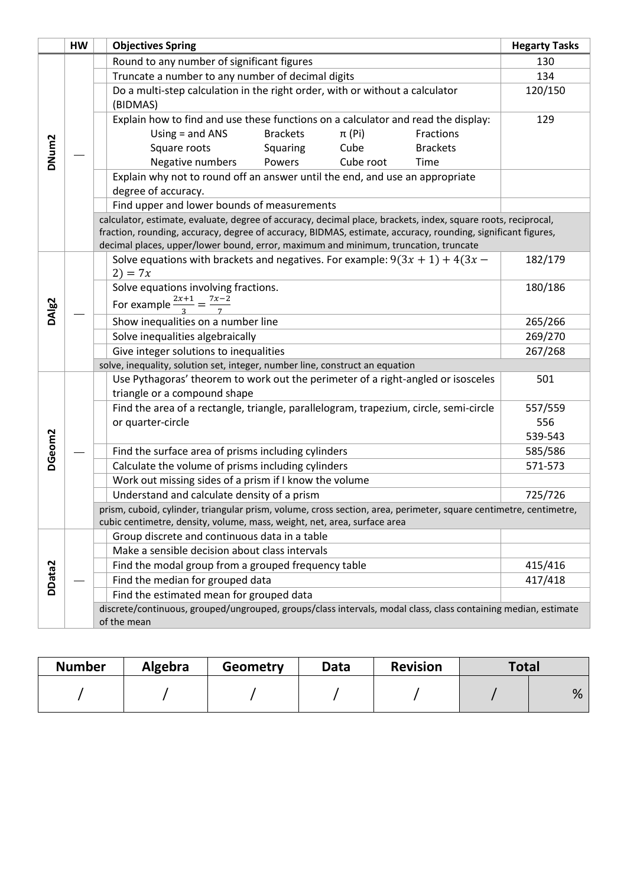| | HW | | Objectives Spring | Hegarty Tasks |
|---|---|---|---|---|
| DNum2 | __ | | Round to any number of significant figures | 130 |
| | | | Truncate a number to any number of decimal digits | 134 |
| | | | Do a multi-step calculation in the right order, with or without a calculator (BIDMAS) | 120/150 |
| | | | Explain how to find and use these functions on a calculator and read the display: Using = and ANS, Brackets, π (Pi), Fractions, Square roots, Squaring, Cube, Brackets, Negative numbers, Powers, Cube root, Time | 129 |
| | | | Explain why not to round off an answer until the end, and use an appropriate degree of accuracy. | |
| | | | Find upper and lower bounds of measurements | |
| | | calculator, estimate, evaluate, degree of accuracy, decimal place, brackets, index, square roots, reciprocal, fraction, rounding, accuracy, degree of accuracy, BIDMAS, estimate, accuracy, rounding, significant figures, decimal places, upper/lower bound, error, maximum and minimum, truncation, truncate | | |
| DAlg2 | __ | | Solve equations with brackets and negatives. For example: $9(3x+1)+4(3x-2)=7x$ | 182/179 |
| | | | Solve equations involving fractions. For example $\frac{2x+1}{3}=\frac{7x-2}{7}$ | 180/186 |
| | | | Show inequalities on a number line | 265/266 |
| | | | Solve inequalities algebraically | 269/270 |
| | | | Give integer solutions to inequalities | 267/268 |
| | | solve, inequality, solution set, integer, number line, construct an equation | | |
| DGeom2 | __ | | Use Pythagoras' theorem to work out the perimeter of a right-angled or isosceles triangle or a compound shape | 501 |
| | | | Find the area of a rectangle, triangle, parallelogram, trapezium, circle, semi-circle or quarter-circle | 557/559 556 539-543 |
| | | | Find the surface area of prisms including cylinders | 585/586 |
| | | | Calculate the volume of prisms including cylinders | 571-573 |
| | | | Work out missing sides of a prism if I know the volume | |
| | | | Understand and calculate density of a prism | 725/726 |
| | | prism, cuboid, cylinder, triangular prism, volume, cross section, area, perimeter, square centimetre, centimetre, cubic centimetre, density, volume, mass, weight, net, area, surface area | | |
| DData2 | __ | | Group discrete and continuous data in a table | |
| | | | Make a sensible decision about class intervals | |
| | | | Find the modal group from a grouped frequency table | 415/416 |
| | | | Find the median for grouped data | 417/418 |
| | | | Find the estimated mean for grouped data | |
| | | discrete/continuous, grouped/ungrouped, groups/class intervals, modal class, class containing median, estimate of the mean | | |

| Number | Algebra | Geometry | Data | Revision | Total | |
|---|---|---|---|---|---|---|
| / | / | / | / | / | / | % |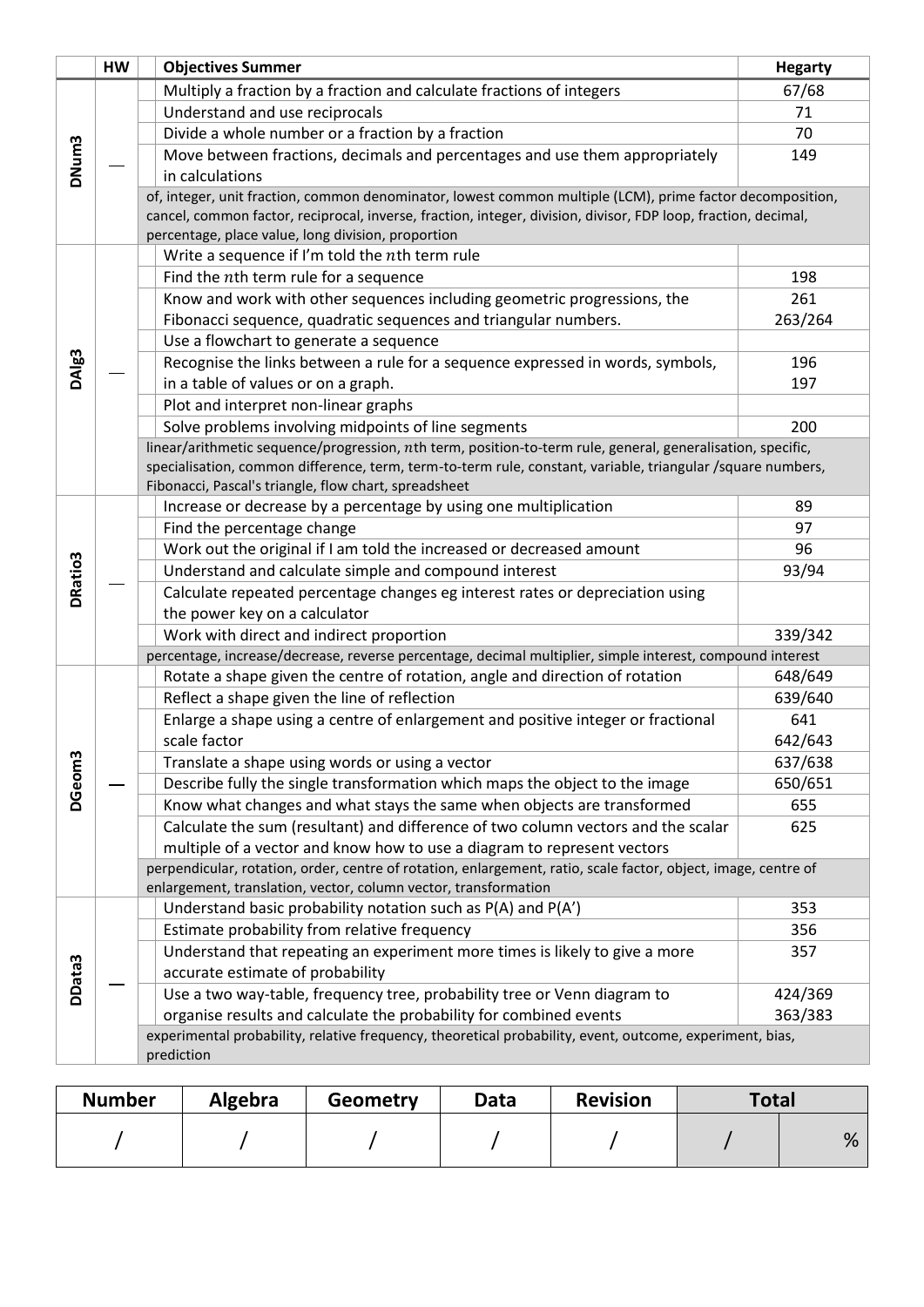| | HW | | Objectives Summer | Hegarty |
|---|---|---|---|---|
| DNum3 | — | | Multiply a fraction by a fraction and calculate fractions of integers | 67/68 |
| | | | Understand and use reciprocals | 71 |
| | | | Divide a whole number or a fraction by a fraction | 70 |
| | | | Move between fractions, decimals and percentages and use them appropriately in calculations | 149 |
| | | | of, integer, unit fraction, common denominator, lowest common multiple (LCM), prime factor decomposition, cancel, common factor, reciprocal, inverse, fraction, integer, division, divisor, FDP loop, fraction, decimal, percentage, place value, long division, proportion | |
| DAlg3 | — | | Write a sequence if I'm told the $n$th term rule | |
| | | | Find the $n$th term rule for a sequence | 198 |
| | | | Know and work with other sequences including geometric progressions, the Fibonacci sequence, quadratic sequences and triangular numbers. | 261<br>263/264 |
| | | | Use a flowchart to generate a sequence | |
| | | | Recognise the links between a rule for a sequence expressed in words, symbols, in a table of values or on a graph. | 196<br>197 |
| | | | Plot and interpret non-linear graphs | |
| | | | Solve problems involving midpoints of line segments | 200 |
| | | | linear/arithmetic sequence/progression, $n$th term, position-to-term rule, general, generalisation, specific, specialisation, common difference, term, term-to-term rule, constant, variable, triangular /square numbers, Fibonacci, Pascal's triangle, flow chart, spreadsheet | |
| DRatio3 | — | | Increase or decrease by a percentage by using one multiplication | 89 |
| | | | Find the percentage change | 97 |
| | | | Work out the original if I am told the increased or decreased amount | 96 |
| | | | Understand and calculate simple and compound interest | 93/94 |
| | | | Calculate repeated percentage changes eg interest rates or depreciation using the power key on a calculator | |
| | | | Work with direct and indirect proportion | 339/342 |
| | | | percentage, increase/decrease, reverse percentage, decimal multiplier, simple interest, compound interest | |
| DGeom3 | — | | Rotate a shape given the centre of rotation, angle and direction of rotation | 648/649 |
| | | | Reflect a shape given the line of reflection | 639/640 |
| | | | Enlarge a shape using a centre of enlargement and positive integer or fractional scale factor | 641<br>642/643 |
| | | | Translate a shape using words or using a vector | 637/638 |
| | | | Describe fully the single transformation which maps the object to the image | 650/651 |
| | | | Know what changes and what stays the same when objects are transformed | 655 |
| | | | Calculate the sum (resultant) and difference of two column vectors and the scalar multiple of a vector and know how to use a diagram to represent vectors | 625 |
| | | | perpendicular, rotation, order, centre of rotation, enlargement, ratio, scale factor, object, image, centre of enlargement, translation, vector, column vector, transformation | |
| DData3 | — | | Understand basic probability notation such as P(A) and P(A') | 353 |
| | | | Estimate probability from relative frequency | 356 |
| | | | Understand that repeating an experiment more times is likely to give a more accurate estimate of probability | 357 |
| | | | Use a two way-table, frequency tree, probability tree or Venn diagram to organise results and calculate the probability for combined events | 424/369<br>363/383 |
| | | | experimental probability, relative frequency, theoretical probability, event, outcome, experiment, bias, prediction | |

| Number | Algebra | Geometry | Data | Revision | Total | |
|---|---|---|---|---|---|---|
| / | / | / | / | / | / | % |